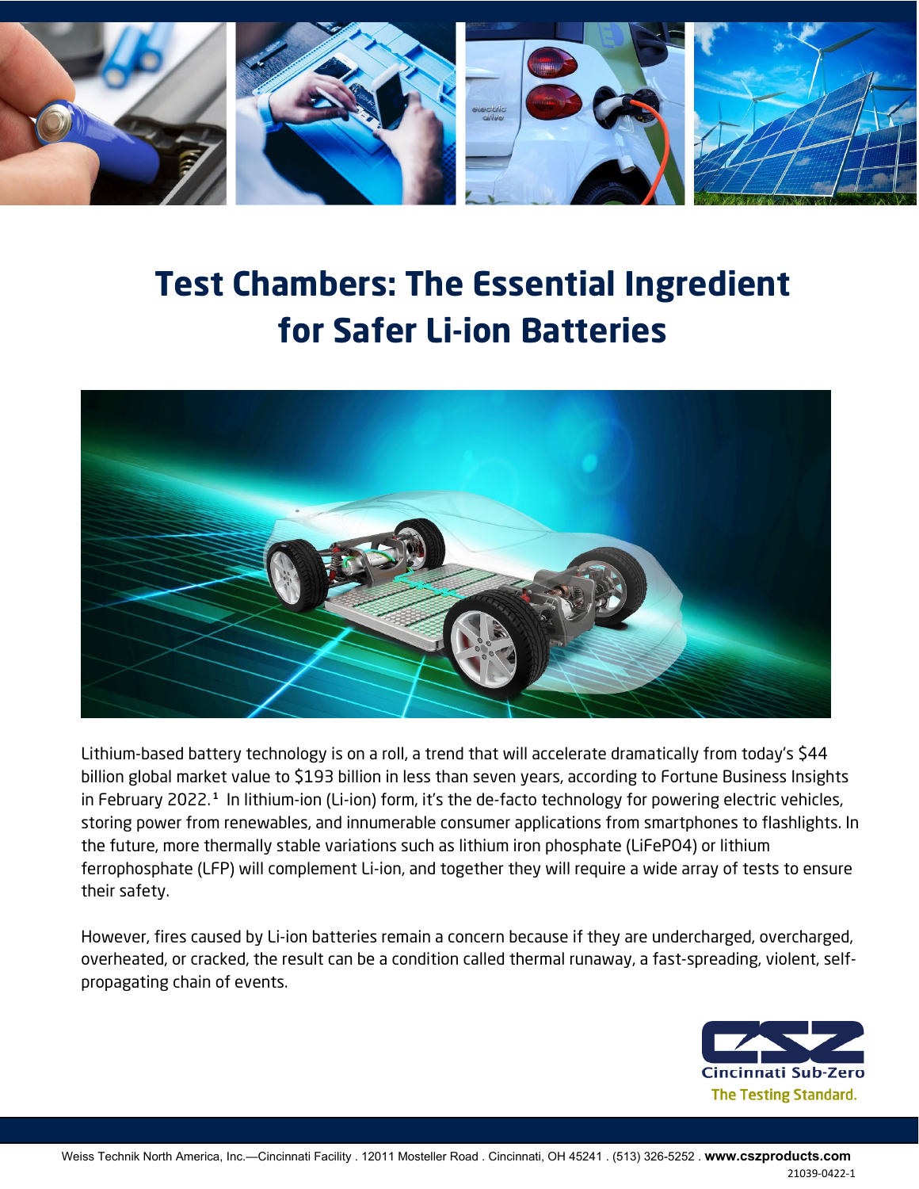# Test Chambers: The Essential Ingredient for Safer Li-ion Batteries

Lithium-based battery technology is on a roll, a trend that will accelerate dramatically from today's $44 billion global market value to $193 billion in less than seven years, according to Fortune Business Insights in February 2022.[1] In lithium-ion (Li-ion) form, it's the de-facto technology for powering electric vehicles, storing power from renewables, and innumerable consumer applications from smartphones to flashlights. In the future, more thermally stable variations such as lithium iron phosphate (LiFePO4) or lithium ferrophosphate (LFP) will complement Li-ion, and together they will require a wide array of tests to ensure their safety.

However, fires caused by Li-ion batteries remain a concern because if they are undercharged, overcharged, overheated, or cracked, the result can be a condition called thermal runaway, a fast-spreading, violent, self-propagating chain of events.

Cincinnati Sub-Zero
The Testing Standard.

Weiss Technik North America, Inc.—Cincinnati Facility . 12011 Mosteller Road . Cincinnati, OH 45241 . (513) 326-5252 . **www.cszproducts.com**

21039-0422-1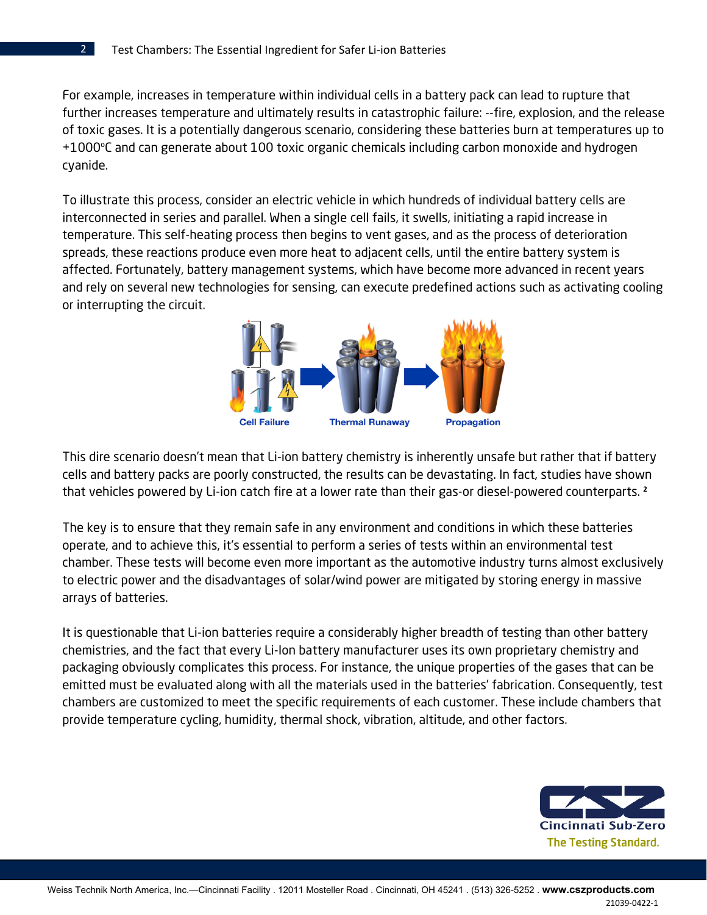For example, increases in temperature within individual cells in a battery pack can lead to rupture that further increases temperature and ultimately results in catastrophic failure: --fire, explosion, and the release of toxic gases. It is a potentially dangerous scenario, considering these batteries burn at temperatures up to +1000ºC and can generate about 100 toxic organic chemicals including carbon monoxide and hydrogen cyanide.

To illustrate this process, consider an electric vehicle in which hundreds of individual battery cells are interconnected in series and parallel. When a single cell fails, it swells, initiating a rapid increase in temperature. This self-heating process then begins to vent gases, and as the process of deterioration spreads, these reactions produce even more heat to adjacent cells, until the entire battery system is affected. Fortunately, battery management systems, which have become more advanced in recent years and rely on several new technologies for sensing, can execute predefined actions such as activating cooling or interrupting the circuit.

Cell Failure → Thermal Runaway → Propagation

This dire scenario doesn't mean that Li-ion battery chemistry is inherently unsafe but rather that if battery cells and battery packs are poorly constructed, the results can be devastating. In fact, studies have shown that vehicles powered by Li-ion catch fire at a lower rate than their gas-or diesel-powered counterparts. [2]

The key is to ensure that they remain safe in any environment and conditions in which these batteries operate, and to achieve this, it's essential to perform a series of tests within an environmental test chamber. These tests will become even more important as the automotive industry turns almost exclusively to electric power and the disadvantages of solar/wind power are mitigated by storing energy in massive arrays of batteries.

It is questionable that Li-ion batteries require a considerably higher breadth of testing than other battery chemistries, and the fact that every Li-Ion battery manufacturer uses its own proprietary chemistry and packaging obviously complicates this process. For instance, the unique properties of the gases that can be emitted must be evaluated along with all the materials used in the batteries' fabrication. Consequently, test chambers are customized to meet the specific requirements of each customer. These include chambers that provide temperature cycling, humidity, thermal shock, vibration, altitude, and other factors.

Cincinnati Sub-Zero
The Testing Standard.

Weiss Technik North America, Inc.—Cincinnati Facility . 12011 Mosteller Road . Cincinnati, OH 45241 . (513) 326-5252 . **www.cszproducts.com**

21039-0422-1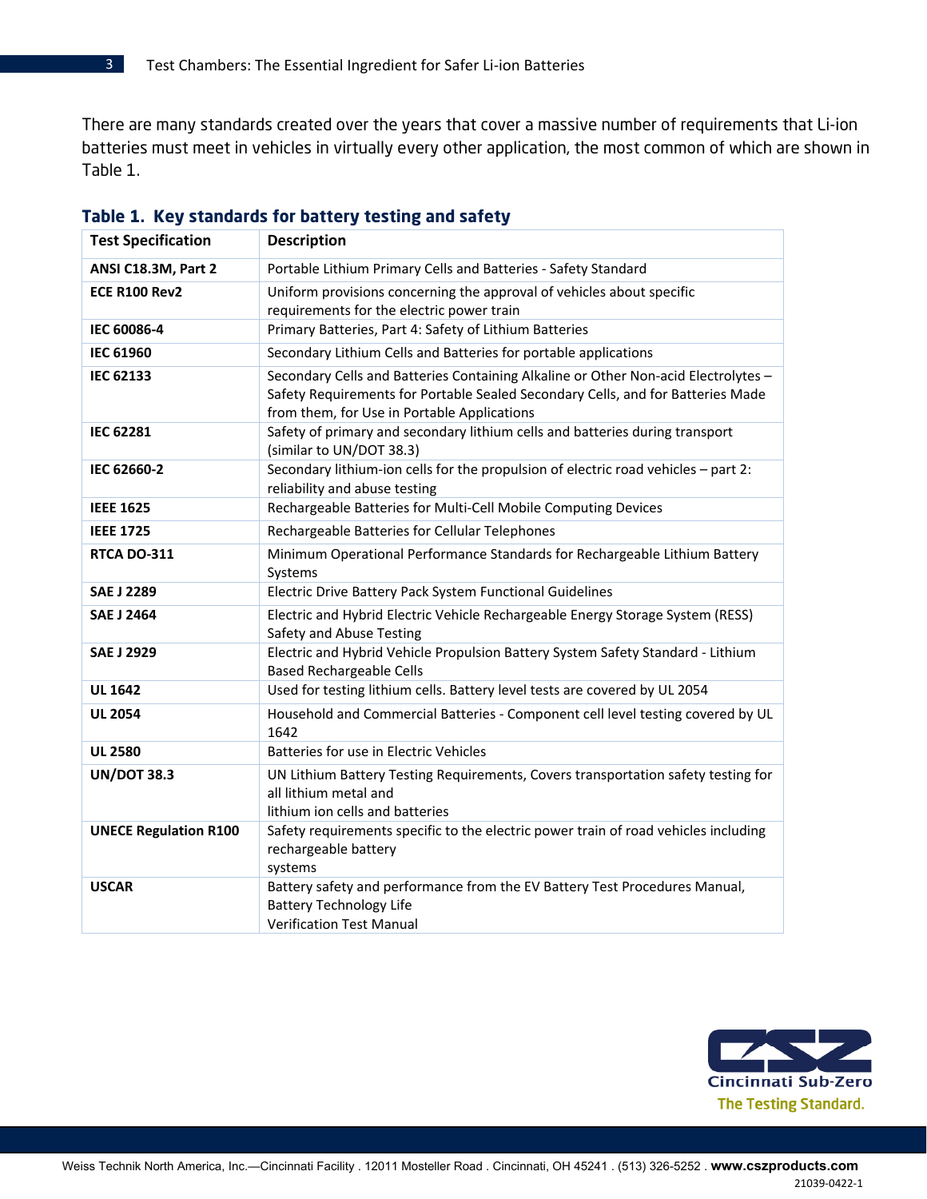There are many standards created over the years that cover a massive number of requirements that Li-ion batteries must meet in vehicles in virtually every other application, the most common of which are shown in Table 1.

### Table 1. Key standards for battery testing and safety

| Test Specification | Description |
|---|---|
| **ANSI C18.3M, Part 2** | Portable Lithium Primary Cells and Batteries - Safety Standard |
| **ECE R100 Rev2** | Uniform provisions concerning the approval of vehicles about specific requirements for the electric power train |
| **IEC 60086-4** | Primary Batteries, Part 4: Safety of Lithium Batteries |
| **IEC 61960** | Secondary Lithium Cells and Batteries for portable applications |
| **IEC 62133** | Secondary Cells and Batteries Containing Alkaline or Other Non-acid Electrolytes – Safety Requirements for Portable Sealed Secondary Cells, and for Batteries Made from them, for Use in Portable Applications |
| **IEC 62281** | Safety of primary and secondary lithium cells and batteries during transport (similar to UN/DOT 38.3) |
| **IEC 62660-2** | Secondary lithium-ion cells for the propulsion of electric road vehicles – part 2: reliability and abuse testing |
| **IEEE 1625** | Rechargeable Batteries for Multi-Cell Mobile Computing Devices |
| **IEEE 1725** | Rechargeable Batteries for Cellular Telephones |
| **RTCA DO-311** | Minimum Operational Performance Standards for Rechargeable Lithium Battery Systems |
| **SAE J 2289** | Electric Drive Battery Pack System Functional Guidelines |
| **SAE J 2464** | Electric and Hybrid Electric Vehicle Rechargeable Energy Storage System (RESS) Safety and Abuse Testing |
| **SAE J 2929** | Electric and Hybrid Vehicle Propulsion Battery System Safety Standard - Lithium Based Rechargeable Cells |
| **UL 1642** | Used for testing lithium cells. Battery level tests are covered by UL 2054 |
| **UL 2054** | Household and Commercial Batteries - Component cell level testing covered by UL 1642 |
| **UL 2580** | Batteries for use in Electric Vehicles |
| **UN/DOT 38.3** | UN Lithium Battery Testing Requirements, Covers transportation safety testing for all lithium metal and lithium ion cells and batteries |
| **UNECE Regulation R100** | Safety requirements specific to the electric power train of road vehicles including rechargeable battery systems |
| **USCAR** | Battery safety and performance from the EV Battery Test Procedures Manual, Battery Technology Life Verification Test Manual |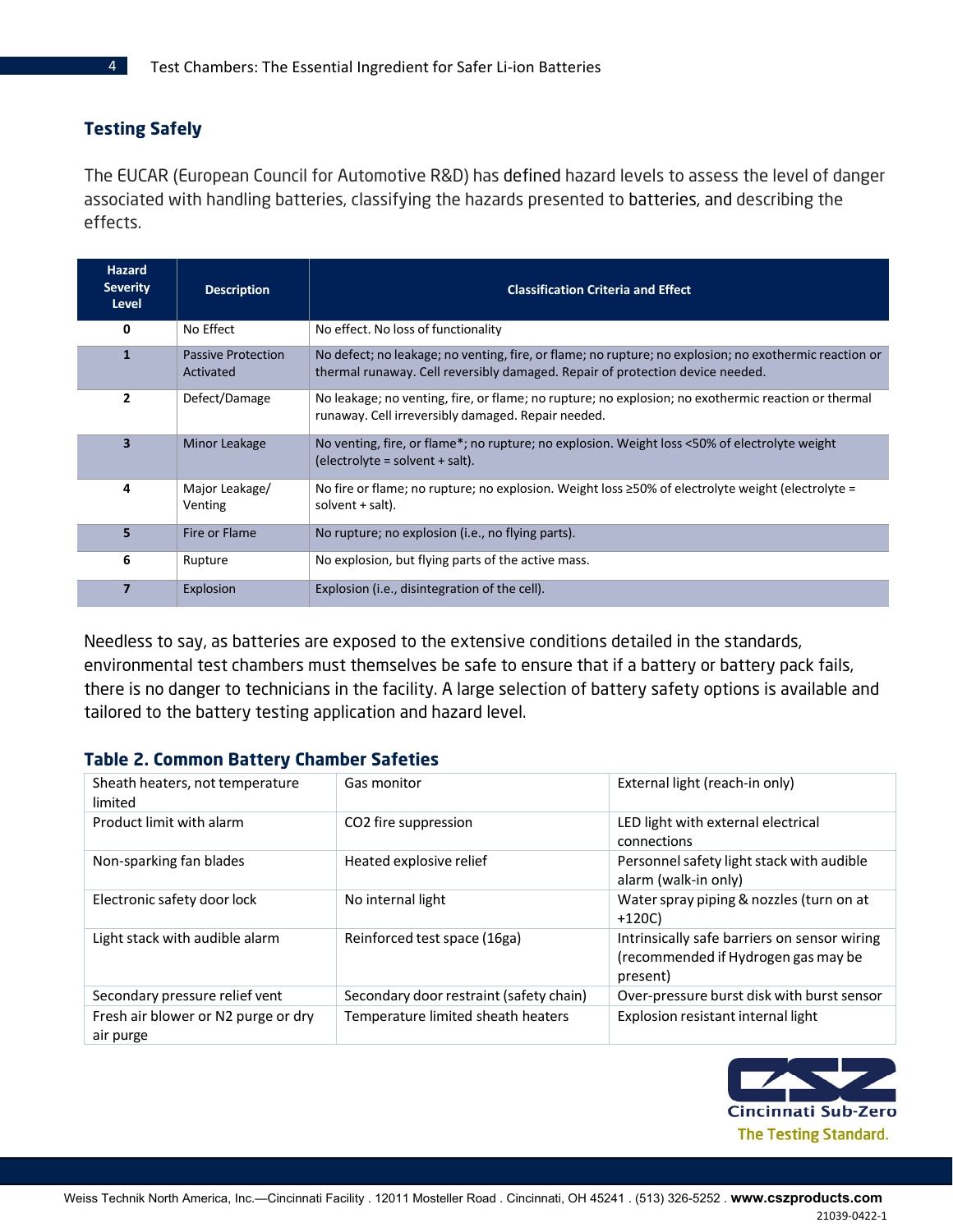## Testing Safely

The EUCAR (European Council for Automotive R&D) has defined hazard levels to assess the level of danger associated with handling batteries, classifying the hazards presented to batteries, and describing the effects.

| Hazard Severity Level | Description | Classification Criteria and Effect |
|---|---|---|
| 0 | No Effect | No effect. No loss of functionality |
| 1 | Passive Protection Activated | No defect; no leakage; no venting, fire, or flame; no rupture; no explosion; no exothermic reaction or thermal runaway. Cell reversibly damaged. Repair of protection device needed. |
| 2 | Defect/Damage | No leakage; no venting, fire, or flame; no rupture; no explosion; no exothermic reaction or thermal runaway. Cell irreversibly damaged. Repair needed. |
| 3 | Minor Leakage | No venting, fire, or flame*; no rupture; no explosion. Weight loss <50% of electrolyte weight (electrolyte = solvent + salt). |
| 4 | Major Leakage/ Venting | No fire or flame; no rupture; no explosion. Weight loss ≥50% of electrolyte weight (electrolyte = solvent + salt). |
| 5 | Fire or Flame | No rupture; no explosion (i.e., no flying parts). |
| 6 | Rupture | No explosion, but flying parts of the active mass. |
| 7 | Explosion | Explosion (i.e., disintegration of the cell). |

Needless to say, as batteries are exposed to the extensive conditions detailed in the standards, environmental test chambers must themselves be safe to ensure that if a battery or battery pack fails, there is no danger to technicians in the facility. A large selection of battery safety options is available and tailored to the battery testing application and hazard level.

### Table 2. Common Battery Chamber Safeties

| | | |
|---|---|---|
| Sheath heaters, not temperature limited | Gas monitor | External light (reach-in only) |
| Product limit with alarm | CO2 fire suppression | LED light with external electrical connections |
| Non-sparking fan blades | Heated explosive relief | Personnel safety light stack with audible alarm (walk-in only) |
| Electronic safety door lock | No internal light | Water spray piping & nozzles (turn on at +120C) |
| Light stack with audible alarm | Reinforced test space (16ga) | Intrinsically safe barriers on sensor wiring (recommended if Hydrogen gas may be present) |
| Secondary pressure relief vent | Secondary door restraint (safety chain) | Over-pressure burst disk with burst sensor |
| Fresh air blower or N2 purge or dry air purge | Temperature limited sheath heaters | Explosion resistant internal light |

Cincinnati Sub-Zero
The Testing Standard.

Weiss Technik North America, Inc.—Cincinnati Facility . 12011 Mosteller Road . Cincinnati, OH 45241 . (513) 326-5252 . **www.cszproducts.com**

21039-0422-1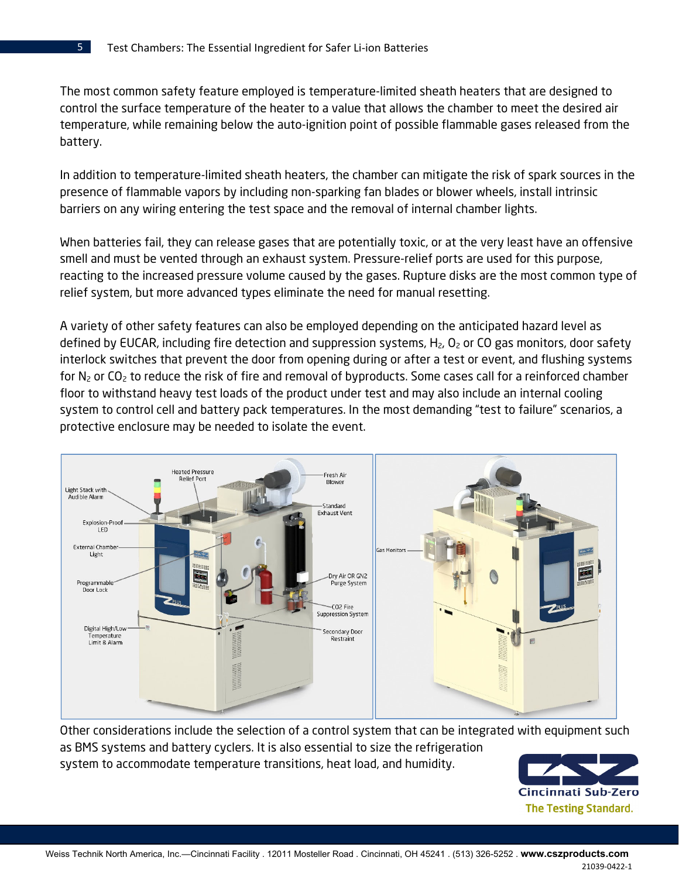The most common safety feature employed is temperature-limited sheath heaters that are designed to control the surface temperature of the heater to a value that allows the chamber to meet the desired air temperature, while remaining below the auto-ignition point of possible flammable gases released from the battery.

In addition to temperature-limited sheath heaters, the chamber can mitigate the risk of spark sources in the presence of flammable vapors by including non-sparking fan blades or blower wheels, install intrinsic barriers on any wiring entering the test space and the removal of internal chamber lights.

When batteries fail, they can release gases that are potentially toxic, or at the very least have an offensive smell and must be vented through an exhaust system. Pressure-relief ports are used for this purpose, reacting to the increased pressure volume caused by the gases. Rupture disks are the most common type of relief system, but more advanced types eliminate the need for manual resetting.

A variety of other safety features can also be employed depending on the anticipated hazard level as defined by EUCAR, including fire detection and suppression systems, $H_2$, $O_2$ or CO gas monitors, door safety interlock switches that prevent the door from opening during or after a test or event, and flushing systems for $N_2$ or $CO_2$ to reduce the risk of fire and removal of byproducts. Some cases call for a reinforced chamber floor to withstand heavy test loads of the product under test and may also include an internal cooling system to control cell and battery pack temperatures. In the most demanding "test to failure" scenarios, a protective enclosure may be needed to isolate the event.

Other considerations include the selection of a control system that can be integrated with equipment such as BMS systems and battery cyclers. It is also essential to size the refrigeration system to accommodate temperature transitions, heat load, and humidity.

Weiss Technik North America, Inc.—Cincinnati Facility . 12011 Mosteller Road . Cincinnati, OH 45241 . (513) 326-5252 . **www.cszproducts.com**

21039-0422-1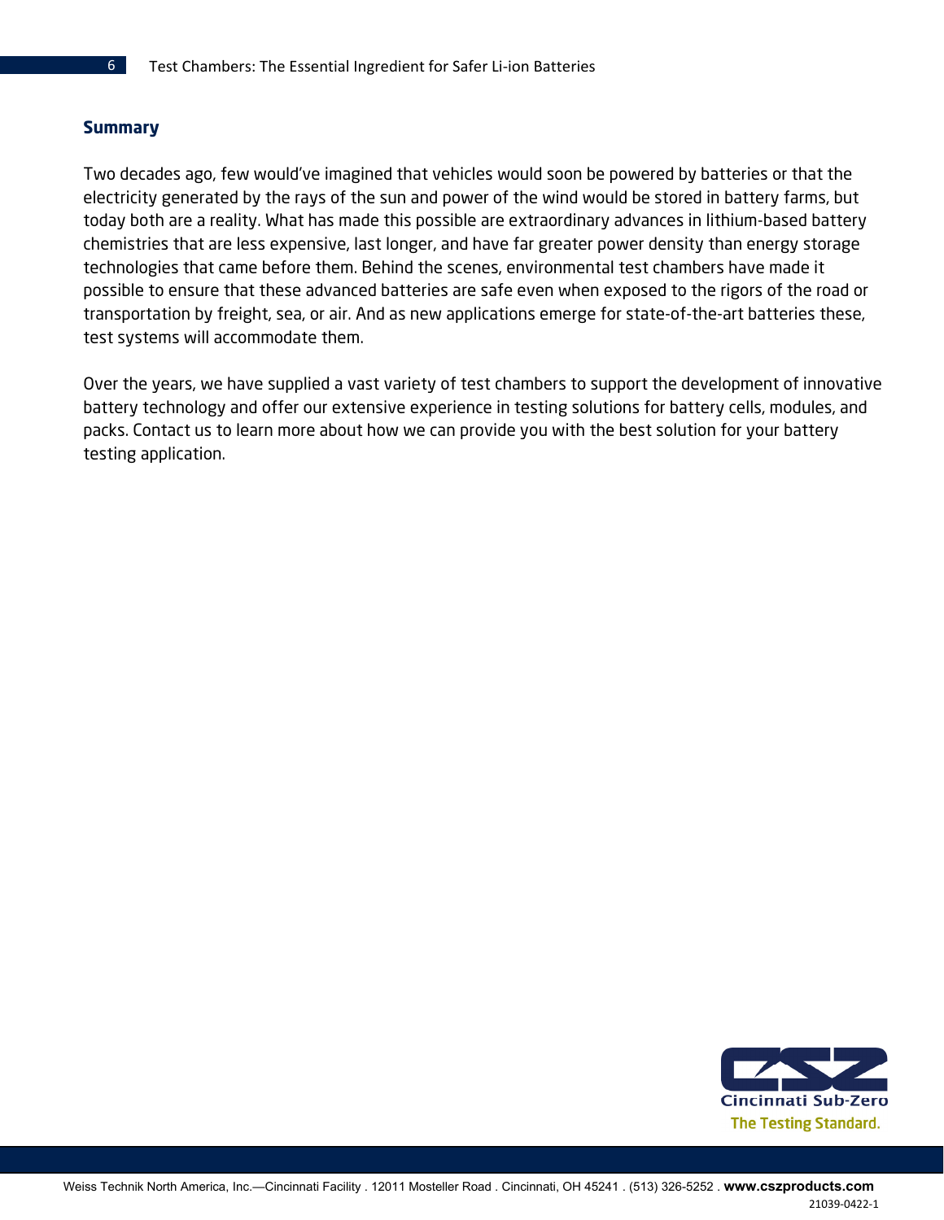## Summary

Two decades ago, few would've imagined that vehicles would soon be powered by batteries or that the electricity generated by the rays of the sun and power of the wind would be stored in battery farms, but today both are a reality. What has made this possible are extraordinary advances in lithium-based battery chemistries that are less expensive, last longer, and have far greater power density than energy storage technologies that came before them. Behind the scenes, environmental test chambers have made it possible to ensure that these advanced batteries are safe even when exposed to the rigors of the road or transportation by freight, sea, or air. And as new applications emerge for state-of-the-art batteries these, test systems will accommodate them.

Over the years, we have supplied a vast variety of test chambers to support the development of innovative battery technology and offer our extensive experience in testing solutions for battery cells, modules, and packs. Contact us to learn more about how we can provide you with the best solution for your battery testing application.

Cincinnati Sub-Zero
The Testing Standard.

Weiss Technik North America, Inc.—Cincinnati Facility . 12011 Mosteller Road . Cincinnati, OH 45241 . (513) 326-5252 . **www.cszproducts.com**

21039-0422-1